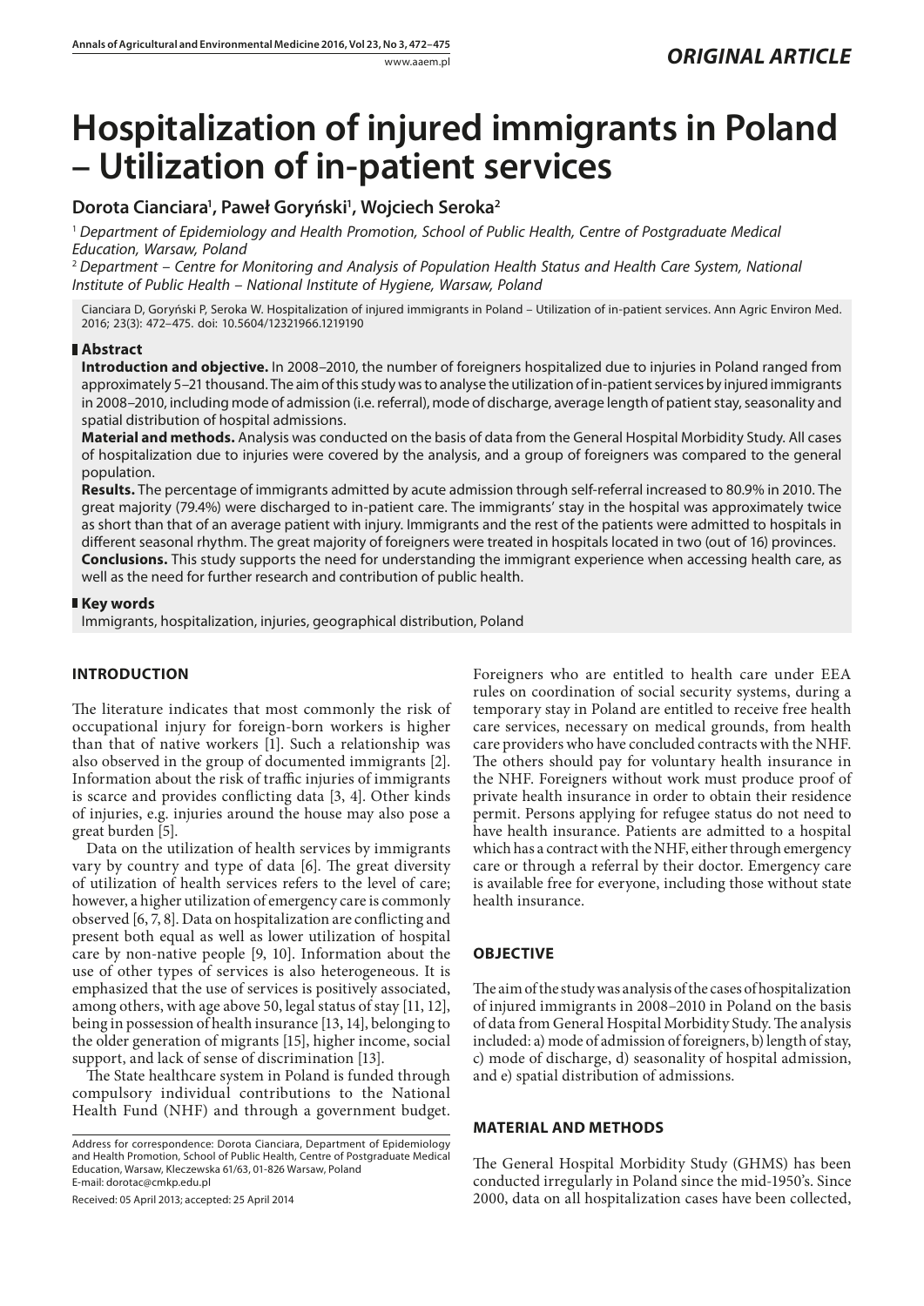*ORIGINAL ARTICLE*

# Hospitalization of injured immigrants in Poland – Utilization of in-patient services

**Dorota Cianciara[1], Paweł Goryński[1], Wojciech Seroka[2]**

[1] *Department of Epidemiology and Health Promotion, School of Public Health, Centre of Postgraduate Medical Education, Warsaw, Poland*

[2] *Department – Centre for Monitoring and Analysis of Population Health Status and Health Care System, National Institute of Public Health – National Institute of Hygiene, Warsaw, Poland*

Cianciara D, Goryński P, Seroka W. Hospitalization of injured immigrants in Poland – Utilization of in-patient services. Ann Agric Environ Med. 2016; 23(3): 472–475. doi: 10.5604/12321966.1219190

## Abstract

**Introduction and objective.** In 2008–2010, the number of foreigners hospitalized due to injuries in Poland ranged from approximately 5–21 thousand. The aim of this study was to analyse the utilization of in-patient services by injured immigrants in 2008–2010, including mode of admission (i.e. referral), mode of discharge, average length of patient stay, seasonality and spatial distribution of hospital admissions.

**Material and methods.** Analysis was conducted on the basis of data from the General Hospital Morbidity Study. All cases of hospitalization due to injuries were covered by the analysis, and a group of foreigners was compared to the general population.

**Results.** The percentage of immigrants admitted by acute admission through self-referral increased to 80.9% in 2010. The great majority (79.4%) were discharged to in-patient care. The immigrants' stay in the hospital was approximately twice as short than that of an average patient with injury. Immigrants and the rest of the patients were admitted to hospitals in different seasonal rhythm. The great majority of foreigners were treated in hospitals located in two (out of 16) provinces.

**Conclusions.** This study supports the need for understanding the immigrant experience when accessing health care, as well as the need for further research and contribution of public health.

## Key words

Immigrants, hospitalization, injuries, geographical distribution, Poland

## INTRODUCTION

The literature indicates that most commonly the risk of occupational injury for foreign-born workers is higher than that of native workers [1]. Such a relationship was also observed in the group of documented immigrants [2]. Information about the risk of traffic injuries of immigrants is scarce and provides conflicting data [3, 4]. Other kinds of injuries, e.g. injuries around the house may also pose a great burden [5].

Data on the utilization of health services by immigrants vary by country and type of data [6]. The great diversity of utilization of health services refers to the level of care; however, a higher utilization of emergency care is commonly observed [6, 7, 8]. Data on hospitalization are conflicting and present both equal as well as lower utilization of hospital care by non-native people [9, 10]. Information about the use of other types of services is also heterogeneous. It is emphasized that the use of services is positively associated, among others, with age above 50, legal status of stay [11, 12], being in possession of health insurance [13, 14], belonging to the older generation of migrants [15], higher income, social support, and lack of sense of discrimination [13].

The State healthcare system in Poland is funded through compulsory individual contributions to the National Health Fund (NHF) and through a government budget. Foreigners who are entitled to health care under EEA rules on coordination of social security systems, during a temporary stay in Poland are entitled to receive free health care services, necessary on medical grounds, from health care providers who have concluded contracts with the NHF. The others should pay for voluntary health insurance in the NHF. Foreigners without work must produce proof of private health insurance in order to obtain their residence permit. Persons applying for refugee status do not need to have health insurance. Patients are admitted to a hospital which has a contract with the NHF, either through emergency care or through a referral by their doctor. Emergency care is available free for everyone, including those without state health insurance.

## OBJECTIVE

The aim of the study was analysis of the cases of hospitalization of injured immigrants in 2008–2010 in Poland on the basis of data from General Hospital Morbidity Study. The analysis included: a) mode of admission of foreigners, b) length of stay, c) mode of discharge, d) seasonality of hospital admission, and e) spatial distribution of admissions.

## MATERIAL AND METHODS

The General Hospital Morbidity Study (GHMS) has been conducted irregularly in Poland since the mid-1950's. Since 2000, data on all hospitalization cases have been collected,

Address for correspondence: Dorota Cianciara, Department of Epidemiology and Health Promotion, School of Public Health, Centre of Postgraduate Medical Education, Warsaw, Kleczewska 61/63, 01-826 Warsaw, Poland
E-mail: dorotac@cmkp.edu.pl

Received: 05 April 2013; accepted: 25 April 2014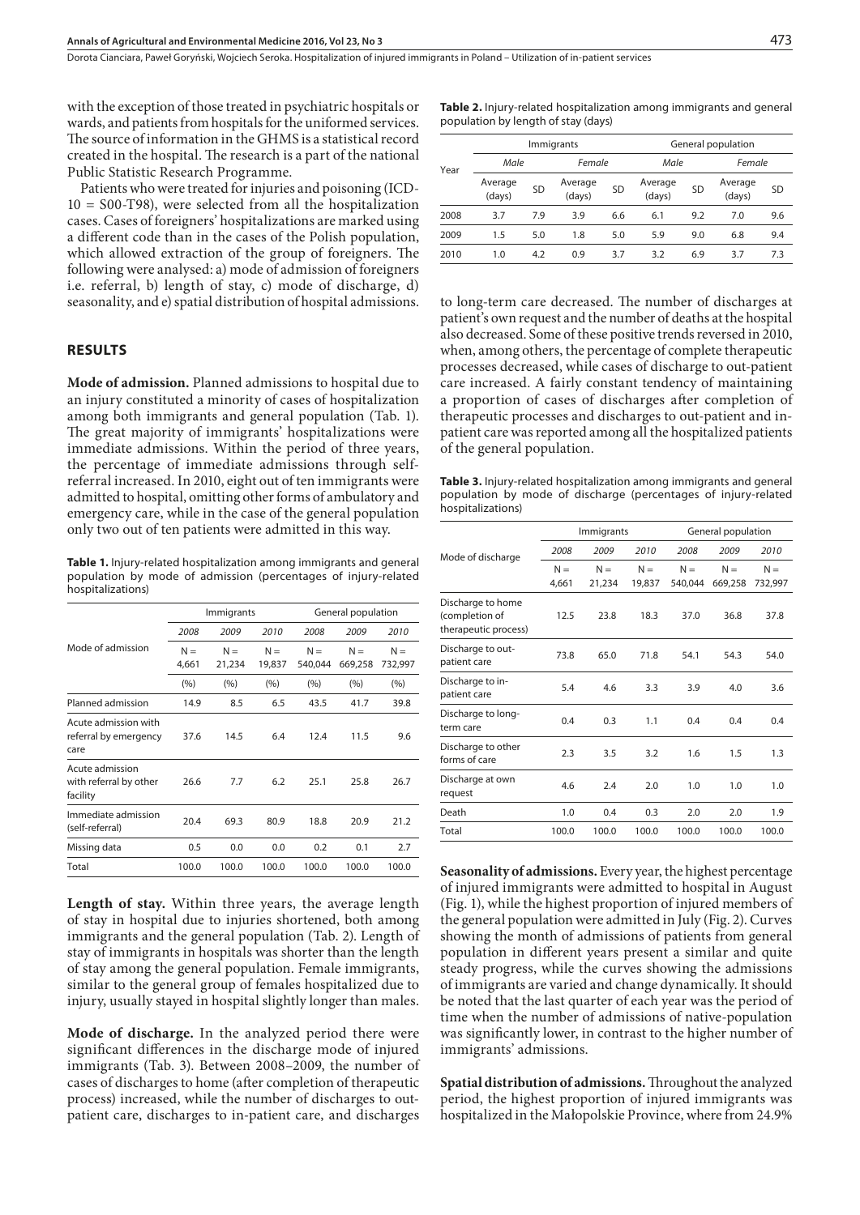with the exception of those treated in psychiatric hospitals or wards, and patients from hospitals for the uniformed services. The source of information in the GHMS is a statistical record created in the hospital. The research is a part of the national Public Statistic Research Programme.

Patients who were treated for injuries and poisoning (ICD-10 = S00-T98), were selected from all the hospitalization cases. Cases of foreigners' hospitalizations are marked using a different code than in the cases of the Polish population, which allowed extraction of the group of foreigners. The following were analysed: a) mode of admission of foreigners i.e. referral, b) length of stay, c) mode of discharge, d) seasonality, and e) spatial distribution of hospital admissions.

## RESULTS

**Mode of admission.** Planned admissions to hospital due to an injury constituted a minority of cases of hospitalization among both immigrants and general population (Tab. 1). The great majority of immigrants' hospitalizations were immediate admissions. Within the period of three years, the percentage of immediate admissions through self-referral increased. In 2010, eight out of ten immigrants were admitted to hospital, omitting other forms of ambulatory and emergency care, while in the case of the general population only two out of ten patients were admitted in this way.

**Table 1.** Injury-related hospitalization among immigrants and general population by mode of admission (percentages of injury-related hospitalizations)

| Mode of admission | Immigrants | | | General population | | |
|---|---|---|---|---|---|---|
| | *2008* | *2009* | *2010* | *2008* | *2009* | *2010* |
| | N = 4,661 | N = 21,234 | N = 19,837 | N = 540,044 | N = 669,258 | N = 732,997 |
| | (%) | (%) | (%) | (%) | (%) | (%) |
| Planned admission | 14.9 | 8.5 | 6.5 | 43.5 | 41.7 | 39.8 |
| Acute admission with referral by emergency care | 37.6 | 14.5 | 6.4 | 12.4 | 11.5 | 9.6 |
| Acute admission with referral by other facility | 26.6 | 7.7 | 6.2 | 25.1 | 25.8 | 26.7 |
| Immediate admission (self-referral) | 20.4 | 69.3 | 80.9 | 18.8 | 20.9 | 21.2 |
| Missing data | 0.5 | 0.0 | 0.0 | 0.2 | 0.1 | 2.7 |
| Total | 100.0 | 100.0 | 100.0 | 100.0 | 100.0 | 100.0 |

**Length of stay.** Within three years, the average length of stay in hospital due to injuries shortened, both among immigrants and the general population (Tab. 2). Length of stay of immigrants in hospitals was shorter than the length of stay among the general population. Female immigrants, similar to the general group of females hospitalized due to injury, usually stayed in hospital slightly longer than males.

**Table 2.** Injury-related hospitalization among immigrants and general population by length of stay (days)

| Year | Immigrants | | | | General population | | | |
|---|---|---|---|---|---|---|---|---|
| | *Male* | | *Female* | | *Male* | | *Female* | |
| | Average (days) | SD | Average (days) | SD | Average (days) | SD | Average (days) | SD |
| 2008 | 3.7 | 7.9 | 3.9 | 6.6 | 6.1 | 9.2 | 7.0 | 9.6 |
| 2009 | 1.5 | 5.0 | 1.8 | 5.0 | 5.9 | 9.0 | 6.8 | 9.4 |
| 2010 | 1.0 | 4.2 | 0.9 | 3.7 | 3.2 | 6.9 | 3.7 | 7.3 |

**Mode of discharge.** In the analyzed period there were significant differences in the discharge mode of injured immigrants (Tab. 3). Between 2008–2009, the number of cases of discharges to home (after completion of therapeutic process) increased, while the number of discharges to out-patient care, discharges to in-patient care, and discharges to long-term care decreased. The number of discharges at patient's own request and the number of deaths at the hospital also decreased. Some of these positive trends reversed in 2010, when, among others, the percentage of complete therapeutic processes decreased, while cases of discharge to out-patient care increased. A fairly constant tendency of maintaining a proportion of cases of discharges after completion of therapeutic processes and discharges to out-patient and in-patient care was reported among all the hospitalized patients of the general population.

**Table 3.** Injury-related hospitalization among immigrants and general population by mode of discharge (percentages of injury-related hospitalizations)

| Mode of discharge | Immigrants | | | General population | | |
|---|---|---|---|---|---|---|
| | *2008* | *2009* | *2010* | *2008* | *2009* | *2010* |
| | N = 4,661 | N = 21,234 | N = 19,837 | N = 540,044 | N = 669,258 | N = 732,997 |
| Discharge to home (completion of therapeutic process) | 12.5 | 23.8 | 18.3 | 37.0 | 36.8 | 37.8 |
| Discharge to out-patient care | 73.8 | 65.0 | 71.8 | 54.1 | 54.3 | 54.0 |
| Discharge to in-patient care | 5.4 | 4.6 | 3.3 | 3.9 | 4.0 | 3.6 |
| Discharge to long-term care | 0.4 | 0.3 | 1.1 | 0.4 | 0.4 | 0.4 |
| Discharge to other forms of care | 2.3 | 3.5 | 3.2 | 1.6 | 1.5 | 1.3 |
| Discharge at own request | 4.6 | 2.4 | 2.0 | 1.0 | 1.0 | 1.0 |
| Death | 1.0 | 0.4 | 0.3 | 2.0 | 2.0 | 1.9 |
| Total | 100.0 | 100.0 | 100.0 | 100.0 | 100.0 | 100.0 |

**Seasonality of admissions.** Every year, the highest percentage of injured immigrants were admitted to hospital in August (Fig. 1), while the highest proportion of injured members of the general population were admitted in July (Fig. 2). Curves showing the month of admissions of patients from general population in different years present a similar and quite steady progress, while the curves showing the admissions of immigrants are varied and change dynamically. It should be noted that the last quarter of each year was the period of time when the number of admissions of native-population was significantly lower, in contrast to the higher number of immigrants' admissions.

**Spatial distribution of admissions.** Throughout the analyzed period, the highest proportion of injured immigrants was hospitalized in the Małopolskie Province, where from 24.9%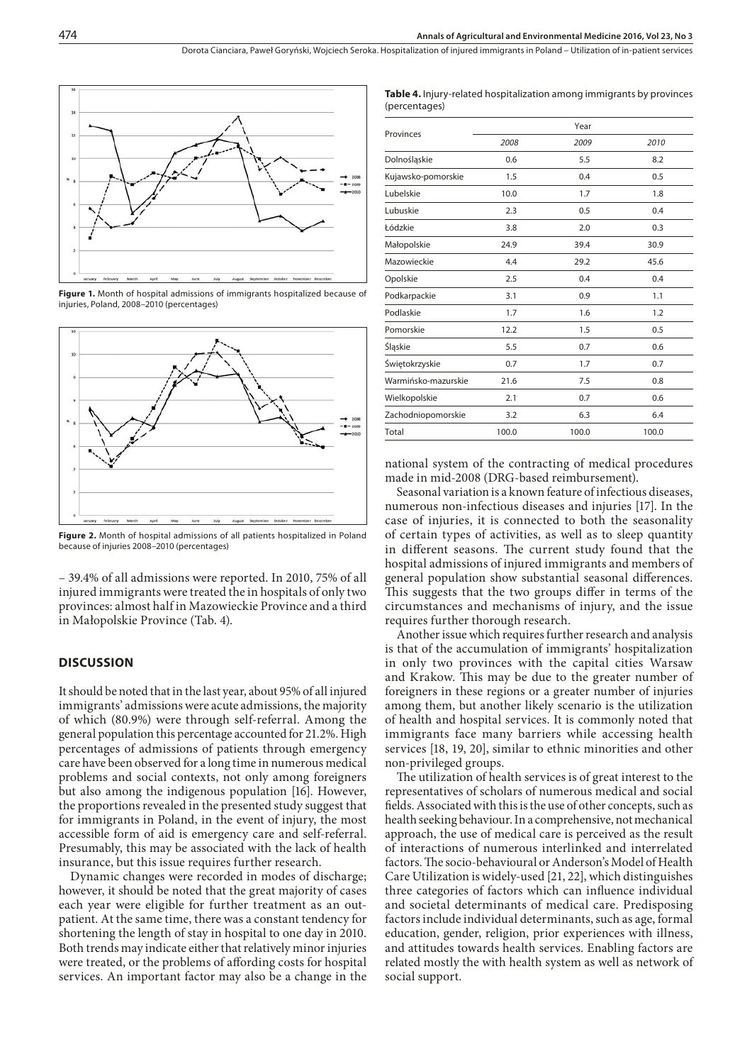Figure 1. Month of hospital admissions of immigrants hospitalized because of injuries, Poland, 2008–2010 (percentages)

Figure 2. Month of hospital admissions of all patients hospitalized in Poland because of injuries 2008–2010 (percentages)

– 39.4% of all admissions were reported. In 2010, 75% of all injured immigrants were treated the in hospitals of only two provinces: almost half in Mazowieckie Province and a third in Małopolskie Province (Tab. 4).

**Table 4.** Injury-related hospitalization among immigrants by provinces (percentages)

| Provinces | Year | | |
|---|---|---|---|
| | *2008* | *2009* | *2010* |
| Dolnośląskie | 0.6 | 5.5 | 8.2 |
| Kujawsko-pomorskie | 1.5 | 0.4 | 0.5 |
| Lubelskie | 10.0 | 1.7 | 1.8 |
| Lubuskie | 2.3 | 0.5 | 0.4 |
| Łódzkie | 3.8 | 2.0 | 0.3 |
| Małopolskie | 24.9 | 39.4 | 30.9 |
| Mazowieckie | 4.4 | 29.2 | 45.6 |
| Opolskie | 2.5 | 0.4 | 0.4 |
| Podkarpackie | 3.1 | 0.9 | 1.1 |
| Podlaskie | 1.7 | 1.6 | 1.2 |
| Pomorskie | 12.2 | 1.5 | 0.5 |
| Śląskie | 5.5 | 0.7 | 0.6 |
| Świętokrzyskie | 0.7 | 1.7 | 0.7 |
| Warmińsko-mazurskie | 21.6 | 7.5 | 0.8 |
| Wielkopolskie | 2.1 | 0.7 | 0.6 |
| Zachodniopomorskie | 3.2 | 6.3 | 6.4 |
| Total | 100.0 | 100.0 | 100.0 |

## DISCUSSION

It should be noted that in the last year, about 95% of all injured immigrants' admissions were acute admissions, the majority of which (80.9%) were through self-referral. Among the general population this percentage accounted for 21.2%. High percentages of admissions of patients through emergency care have been observed for a long time in numerous medical problems and social contexts, not only among foreigners but also among the indigenous population [16]. However, the proportions revealed in the presented study suggest that for immigrants in Poland, in the event of injury, the most accessible form of aid is emergency care and self-referral. Presumably, this may be associated with the lack of health insurance, but this issue requires further research.

Dynamic changes were recorded in modes of discharge; however, it should be noted that the great majority of cases each year were eligible for further treatment as an out-patient. At the same time, there was a constant tendency for shortening the length of stay in hospital to one day in 2010. Both trends may indicate either that relatively minor injuries were treated, or the problems of affording costs for hospital services. An important factor may also be a change in the national system of the contracting of medical procedures made in mid-2008 (DRG-based reimbursement).

Seasonal variation is a known feature of infectious diseases, numerous non-infectious diseases and injuries [17]. In the case of injuries, it is connected to both the seasonality of certain types of activities, as well as to sleep quantity in different seasons. The current study found that the hospital admissions of injured immigrants and members of general population show substantial seasonal differences. This suggests that the two groups differ in terms of the circumstances and mechanisms of injury, and the issue requires further thorough research.

Another issue which requires further research and analysis is that of the accumulation of immigrants' hospitalization in only two provinces with the capital cities Warsaw and Krakow. This may be due to the greater number of foreigners in these regions or a greater number of injuries among them, but another likely scenario is the utilization of health and hospital services. It is commonly noted that immigrants face many barriers while accessing health services [18, 19, 20], similar to ethnic minorities and other non-privileged groups.

The utilization of health services is of great interest to the representatives of scholars of numerous medical and social fields. Associated with this is the use of other concepts, such as health seeking behaviour. In a comprehensive, not mechanical approach, the use of medical care is perceived as the result of interactions of numerous interlinked and interrelated factors. The socio-behavioural or Anderson's Model of Health Care Utilization is widely-used [21, 22], which distinguishes three categories of factors which can influence individual and societal determinants of medical care. Predisposing factors include individual determinants, such as age, formal education, gender, religion, prior experiences with illness, and attitudes towards health services. Enabling factors are related mostly the with health system as well as network of social support.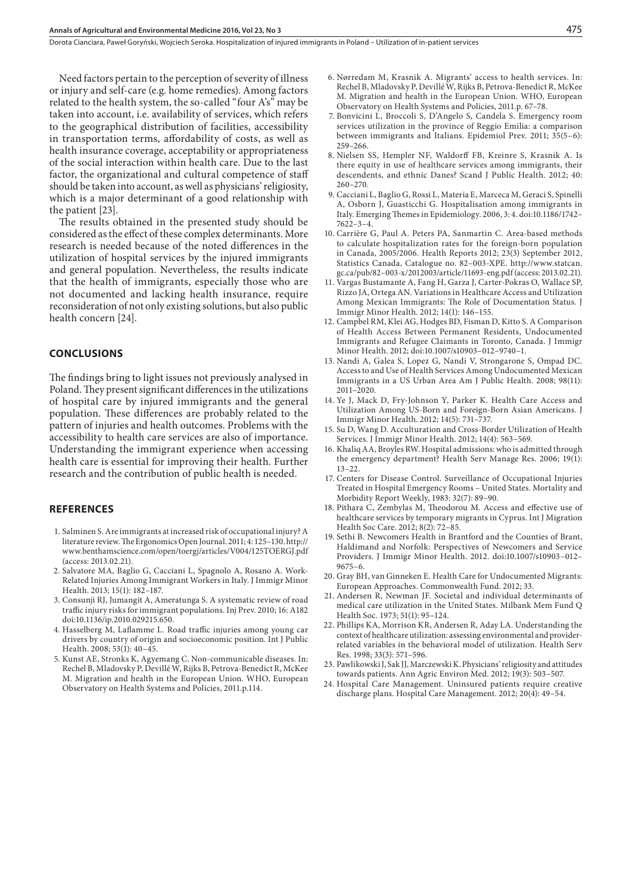Need factors pertain to the perception of severity of illness or injury and self-care (e.g. home remedies). Among factors related to the health system, the so-called "four A's" may be taken into account, i.e. availability of services, which refers to the geographical distribution of facilities, accessibility in transportation terms, affordability of costs, as well as health insurance coverage, acceptability or appropriateness of the social interaction within health care. Due to the last factor, the organizational and cultural competence of staff should be taken into account, as well as physicians' religiosity, which is a major determinant of a good relationship with the patient [23].

The results obtained in the presented study should be considered as the effect of these complex determinants. More research is needed because of the noted differences in the utilization of hospital services by the injured immigrants and general population. Nevertheless, the results indicate that the health of immigrants, especially those who are not documented and lacking health insurance, require reconsideration of not only existing solutions, but also public health concern [24].

## CONCLUSIONS

The findings bring to light issues not previously analysed in Poland. They present significant differences in the utilizations of hospital care by injured immigrants and the general population. These differences are probably related to the pattern of injuries and health outcomes. Problems with the accessibility to health care services are also of importance. Understanding the immigrant experience when accessing health care is essential for improving their health. Further research and the contribution of public health is needed.

## REFERENCES

1. Salminen S. Are immigrants at increased risk of occupational injury? A literature review. The Ergonomics Open Journal. 2011; 4: 125–130. http://www.benthamscience.com/open/toergj/articles/V004/125TOERGJ.pdf (access: 2013.02.21).
2. Salvatore MA, Baglio G, Cacciani L, Spagnolo A, Rosano A. Work-Related Injuries Among Immigrant Workers in Italy. J Immigr Minor Health. 2013; 15(1): 182–187.
3. Consunji RJ, Jumangit A, Ameratunga S. A systematic review of road traffic injury risks for immigrant populations. Inj Prev. 2010; 16: A182 doi:10.1136/ip.2010.029215.650.
4. Hasselberg M, Laflamme L. Road traffic injuries among young car drivers by country of origin and socioeconomic position. Int J Public Health. 2008; 53(1): 40–45.
5. Kunst AE, Stronks K, Agyemang C. Non-communicable diseases. In: Rechel B, Mladovsky P, Devillé W, Rijks B, Petrova-Benedict R, McKee M. Migration and health in the European Union. WHO, European Observatory on Health Systems and Policies, 2011.p.114.
6. Nørredam M, Krasnik A. Migrants' access to health services. In: Rechel B, Mladovsky P, Devillé W, Rijks B, Petrova-Benedict R, McKee M. Migration and health in the European Union. WHO, European Observatory on Health Systems and Policies, 2011.p. 67–78.
7. Bonvicini L, Broccoli S, D'Angelo S, Candela S. Emergency room services utilization in the province of Reggio Emilia: a comparison between immigrants and Italians. Epidemiol Prev. 2011; 35(5–6): 259–266.
8. Nielsen SS, Hempler NF, Waldorff FB, Kreinre S, Krasnik A. Is there equity in use of healthcare services among immigrants, their descendents, and ethnic Danes? Scand J Public Health. 2012; 40: 260–270.
9. Cacciani L, Baglio G, Rossi L, Materia E, Marceca M, Geraci S, Spinelli A, Osborn J, Guasticchi G. Hospitalisation among immigrants in Italy. Emerging Themes in Epidemiology. 2006, 3: 4. doi:10.1186/1742–7622–3–4.
10. Carrière G, Paul A. Peters PA, Sanmartin C. Area-based methods to calculate hospitalization rates for the foreign-born population in Canada, 2005/2006. Health Reports 2012; 23(3) September 2012, Statistics Canada, Catalogue no. 82–003-XPE. http://www.statcan.gc.ca/pub/82–003-x/2012003/article/11693-eng.pdf (access: 2013.02.21).
11. Vargas Bustamante A, Fang H, Garza J, Carter-Pokras O, Wallace SP, Rizzo JA, Ortega AN. Variations in Healthcare Access and Utilization Among Mexican Immigrants: The Role of Documentation Status. J Immigr Minor Health. 2012; 14(1): 146–155.
12. Campbel RM, Klei AG, Hodges BD, Fisman D, Kitto S. A Comparison of Health Access Between Permanent Residents, Undocumented Immigrants and Refugee Claimants in Toronto, Canada. J Immigr Minor Health. 2012; doi:10.1007/s10903–012–9740–1.
13. Nandi A, Galea S, Lopez G, Nandi V, Strongarone S, Ompad DC. Access to and Use of Health Services Among Undocumented Mexican Immigrants in a US Urban Area Am J Public Health. 2008; 98(11): 2011–2020.
14. Ye J, Mack D, Fry-Johnson Y, Parker K. Health Care Access and Utilization Among US-Born and Foreign-Born Asian Americans. J Immigr Minor Health. 2012; 14(5): 731–737.
15. Su D, Wang D. Acculturation and Cross-Border Utilization of Health Services. J Immigr Minor Health. 2012; 14(4): 563–569.
16. Khaliq AA, Broyles RW. Hospital admissions: who is admitted through the emergency department? Health Serv Manage Res. 2006; 19(1): 13–22.
17. Centers for Disease Control. Surveillance of Occupational Injuries Treated in Hospital Emergency Rooms – United States. Mortality and Morbidity Report Weekly, 1983: 32(7): 89–90.
18. Pithara C, Zembylas M, Theodorou M. Access and effective use of healthcare services by temporary migrants in Cyprus. Int J Migration Health Soc Care. 2012; 8(2): 72–85.
19. Sethi B. Newcomers Health in Brantford and the Counties of Brant, Haldimand and Norfolk: Perspectives of Newcomers and Service Providers. J Immigr Minor Health. 2012. doi:10.1007/s10903–012–9675–6.
20. Gray BH, van Ginneken E. Health Care for Undocumented Migrants: European Approaches. Commonwealth Fund. 2012; 33.
21. Andersen R, Newman JF. Societal and individual determinants of medical care utilization in the United States. Milbank Mem Fund Q Health Soc. 1973; 51(1): 95–124.
22. Phillips KA, Morrison KR, Andersen R, Aday LA. Understanding the context of healthcare utilization: assessing environmental and provider-related variables in the behavioral model of utilization. Health Serv Res. 1998; 33(3): 571–596.
23. Pawlikowski J, Sak JJ, Marczewski K. Physicians' religiosity and attitudes towards patients. Ann Agric Environ Med. 2012; 19(3): 503–507.
24. Hospital Care Management. Uninsured patients require creative discharge plans. Hospital Care Management. 2012; 20(4): 49–54.